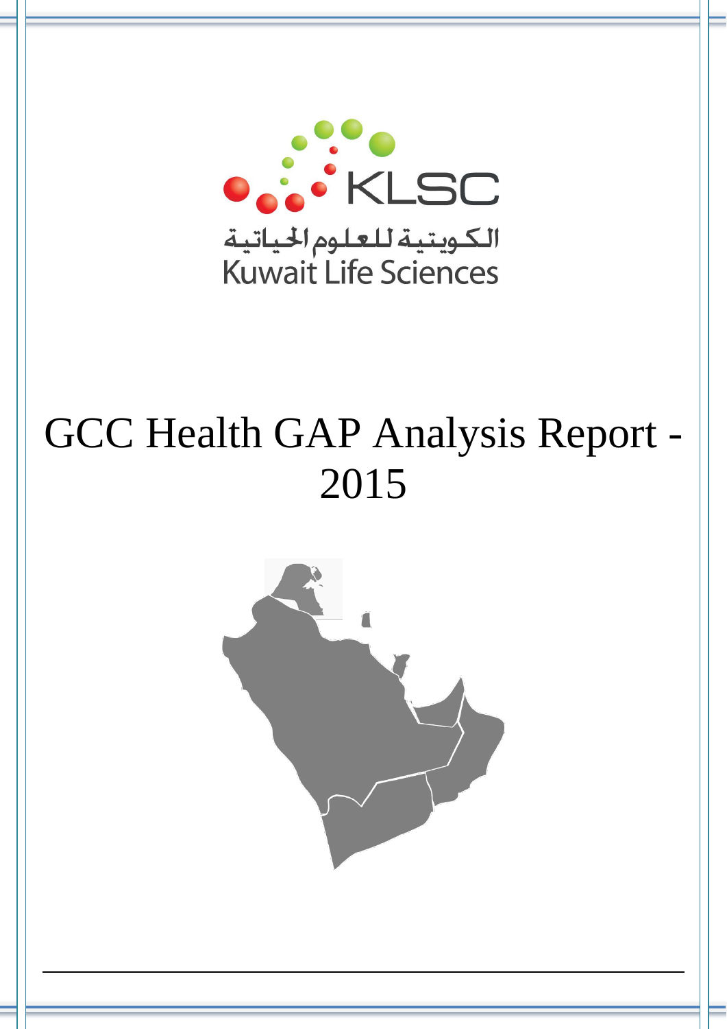KLSC

الكويتية للعلوم الحياتية

Kuwait Life Sciences

# GCC Health GAP Analysis Report - 2015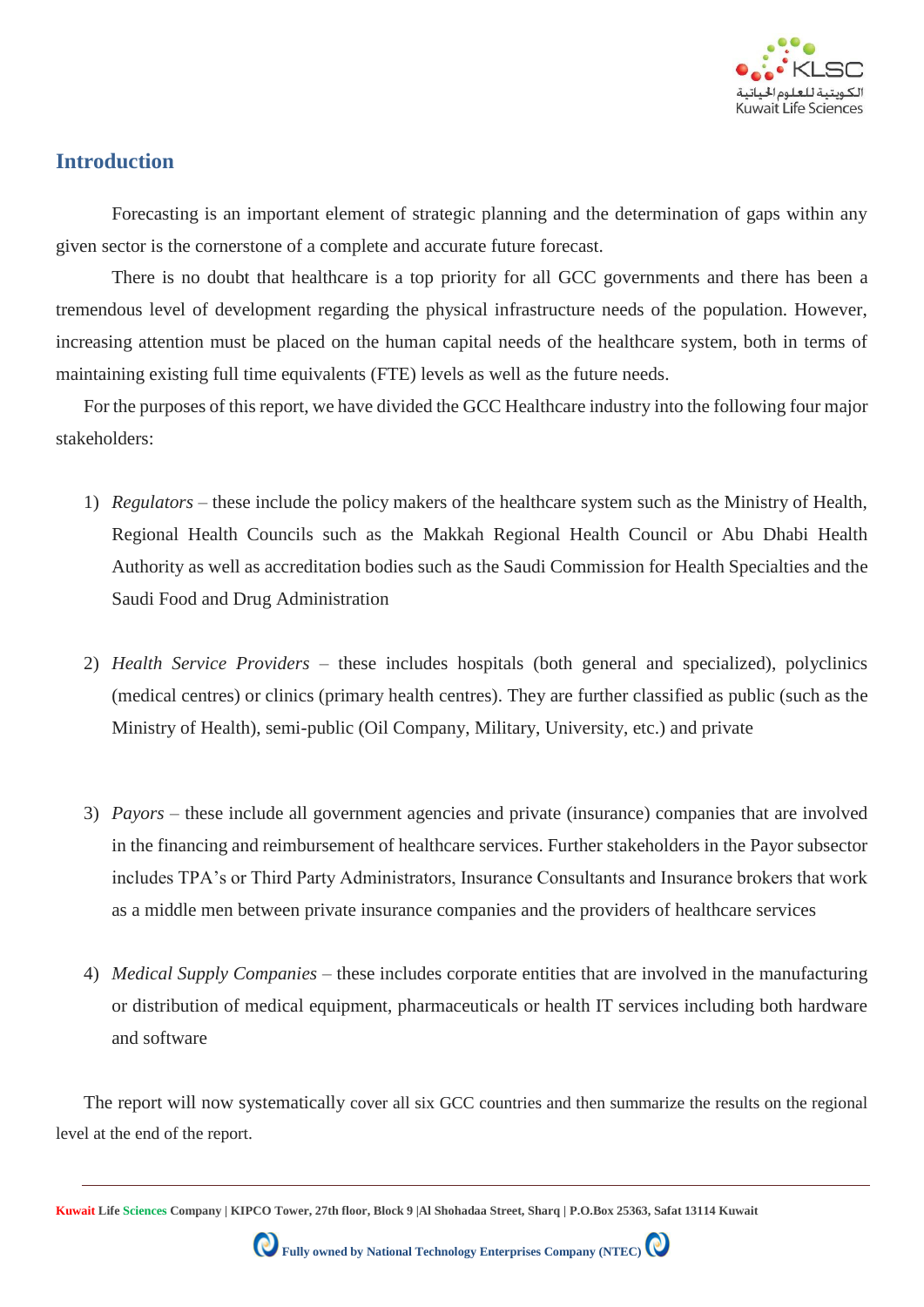## Introduction

Forecasting is an important element of strategic planning and the determination of gaps within any given sector is the cornerstone of a complete and accurate future forecast.

There is no doubt that healthcare is a top priority for all GCC governments and there has been a tremendous level of development regarding the physical infrastructure needs of the population. However, increasing attention must be placed on the human capital needs of the healthcare system, both in terms of maintaining existing full time equivalents (FTE) levels as well as the future needs.

For the purposes of this report, we have divided the GCC Healthcare industry into the following four major stakeholders:

1) *Regulators* – these include the policy makers of the healthcare system such as the Ministry of Health, Regional Health Councils such as the Makkah Regional Health Council or Abu Dhabi Health Authority as well as accreditation bodies such as the Saudi Commission for Health Specialties and the Saudi Food and Drug Administration

2) *Health Service Providers* – these includes hospitals (both general and specialized), polyclinics (medical centres) or clinics (primary health centres). They are further classified as public (such as the Ministry of Health), semi-public (Oil Company, Military, University, etc.) and private

3) *Payors* – these include all government agencies and private (insurance) companies that are involved in the financing and reimbursement of healthcare services. Further stakeholders in the Payor subsector includes TPA's or Third Party Administrators, Insurance Consultants and Insurance brokers that work as a middle men between private insurance companies and the providers of healthcare services

4) *Medical Supply Companies* – these includes corporate entities that are involved in the manufacturing or distribution of medical equipment, pharmaceuticals or health IT services including both hardware and software

The report will now systematically cover all six GCC countries and then summarize the results on the regional level at the end of the report.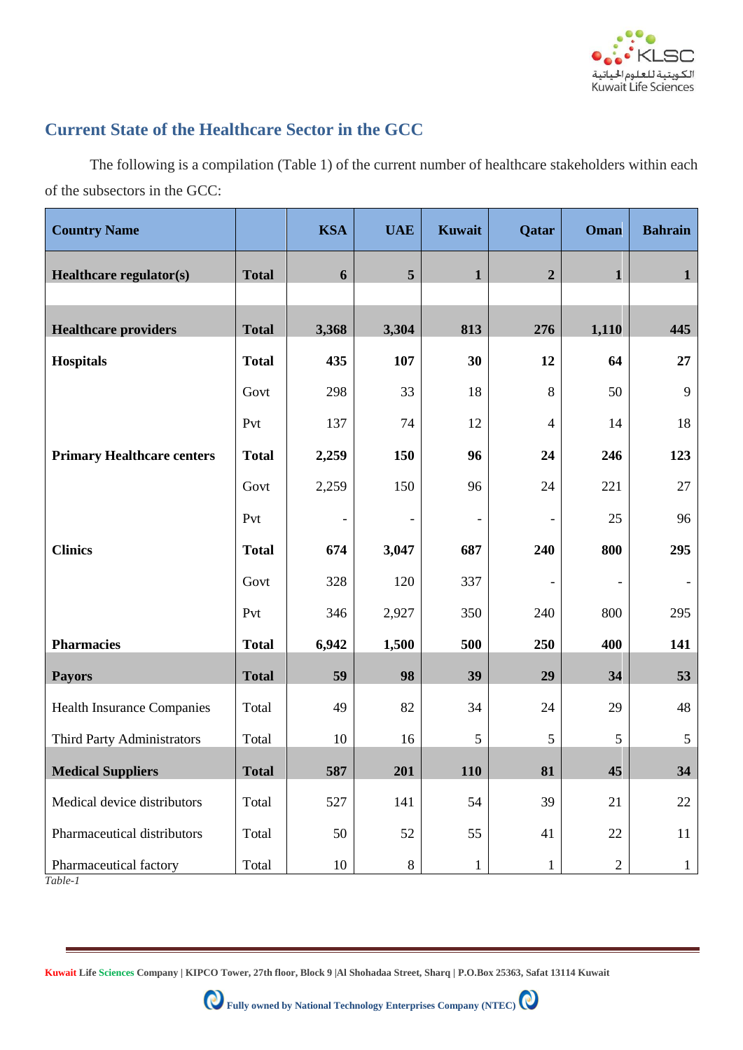## Current State of the Healthcare Sector in the GCC

The following is a compilation (Table 1) of the current number of healthcare stakeholders within each of the subsectors in the GCC:

| Country Name | | KSA | UAE | Kuwait | Qatar | Oman | Bahrain |
|---|---|---|---|---|---|---|---|
| **Healthcare regulator(s)** | **Total** | **6** | **5** | **1** | **2** | **1** | **1** |
| | | | | | | | |
| **Healthcare providers** | **Total** | **3,368** | **3,304** | **813** | **276** | **1,110** | **445** |
| **Hospitals** | **Total** | **435** | **107** | **30** | **12** | **64** | **27** |
| | Govt | 298 | 33 | 18 | 8 | 50 | 9 |
| | Pvt | 137 | 74 | 12 | 4 | 14 | 18 |
| **Primary Healthcare centers** | **Total** | **2,259** | **150** | **96** | **24** | **246** | **123** |
| | Govt | 2,259 | 150 | 96 | 24 | 221 | 27 |
| | Pvt | - | - | - | - | 25 | 96 |
| **Clinics** | **Total** | **674** | **3,047** | **687** | **240** | **800** | **295** |
| | Govt | 328 | 120 | 337 | - | - | - |
| | Pvt | 346 | 2,927 | 350 | 240 | 800 | 295 |
| **Pharmacies** | **Total** | **6,942** | **1,500** | **500** | **250** | **400** | **141** |
| **Payors** | **Total** | **59** | **98** | **39** | **29** | **34** | **53** |
| Health Insurance Companies | Total | 49 | 82 | 34 | 24 | 29 | 48 |
| Third Party Administrators | Total | 10 | 16 | 5 | 5 | 5 | 5 |
| **Medical Suppliers** | **Total** | **587** | **201** | **110** | **81** | **45** | **34** |
| Medical device distributors | Total | 527 | 141 | 54 | 39 | 21 | 22 |
| Pharmaceutical distributors | Total | 50 | 52 | 55 | 41 | 22 | 11 |
| Pharmaceutical factory | Total | 10 | 8 | 1 | 1 | 2 | 1 |

*Table-1*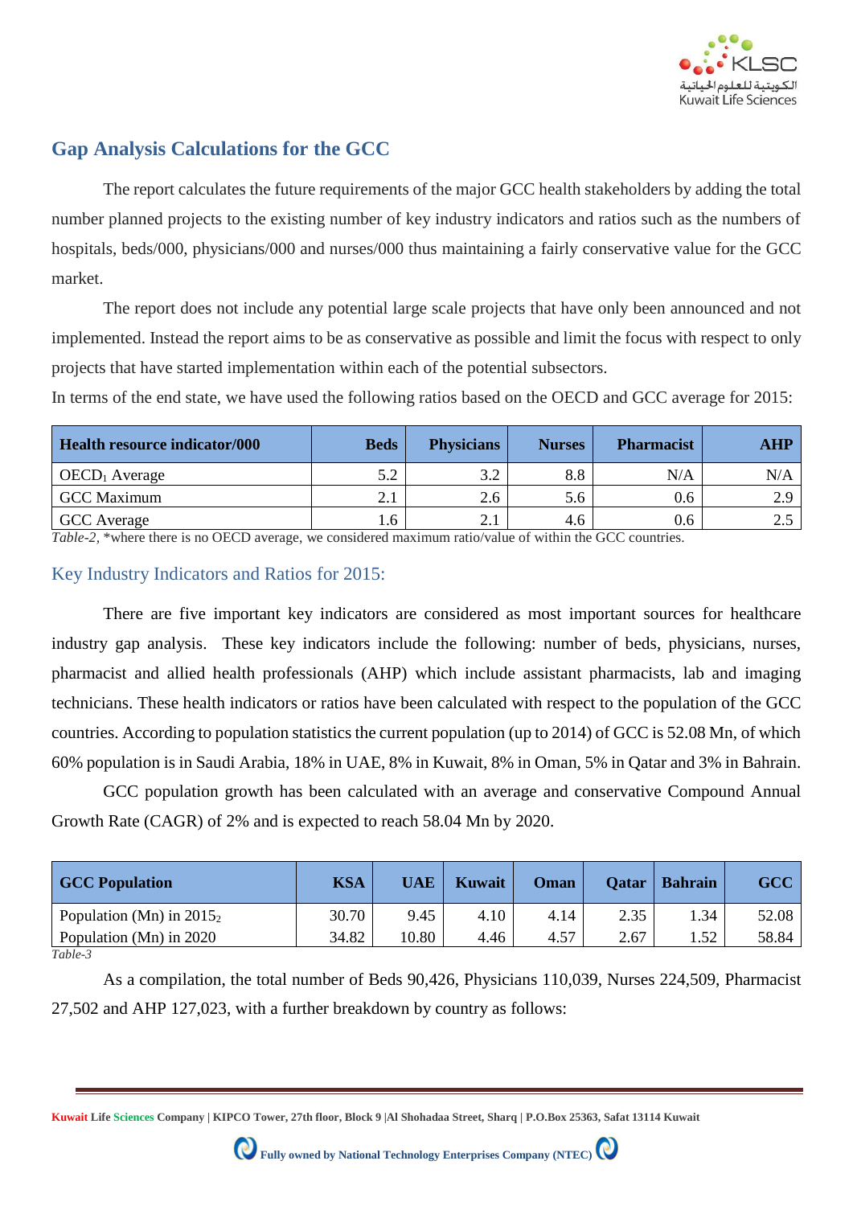## Gap Analysis Calculations for the GCC

The report calculates the future requirements of the major GCC health stakeholders by adding the total number planned projects to the existing number of key industry indicators and ratios such as the numbers of hospitals, beds/000, physicians/000 and nurses/000 thus maintaining a fairly conservative value for the GCC market.

The report does not include any potential large scale projects that have only been announced and not implemented. Instead the report aims to be as conservative as possible and limit the focus with respect to only projects that have started implementation within each of the potential subsectors.

In terms of the end state, we have used the following ratios based on the OECD and GCC average for 2015:

| Health resource indicator/000 | Beds | Physicians | Nurses | Pharmacist | AHP |
|---|---|---|---|---|---|
| $OECD_1$ Average | 5.2 | 3.2 | 8.8 | N/A | N/A |
| GCC Maximum | 2.1 | 2.6 | 5.6 | 0.6 | 2.9 |
| GCC Average | 1.6 | 2.1 | 4.6 | 0.6 | 2.5 |

*Table-2*, *where there is no OECD average, we considered maximum ratio/value of within the GCC countries.

### Key Industry Indicators and Ratios for 2015:

There are five important key indicators are considered as most important sources for healthcare industry gap analysis. These key indicators include the following: number of beds, physicians, nurses, pharmacist and allied health professionals (AHP) which include assistant pharmacists, lab and imaging technicians. These health indicators or ratios have been calculated with respect to the population of the GCC countries. According to population statistics the current population (up to 2014) of GCC is 52.08 Mn, of which 60% population is in Saudi Arabia, 18% in UAE, 8% in Kuwait, 8% in Oman, 5% in Qatar and 3% in Bahrain.

GCC population growth has been calculated with an average and conservative Compound Annual Growth Rate (CAGR) of 2% and is expected to reach 58.04 Mn by 2020.

| GCC Population | KSA | UAE | Kuwait | Oman | Qatar | Bahrain | GCC |
|---|---|---|---|---|---|---|---|
| Population (Mn) in $2015_2$ | 30.70 | 9.45 | 4.10 | 4.14 | 2.35 | 1.34 | 52.08 |
| Population (Mn) in 2020 | 34.82 | 10.80 | 4.46 | 4.57 | 2.67 | 1.52 | 58.84 |

*Table-3*

As a compilation, the total number of Beds 90,426, Physicians 110,039, Nurses 224,509, Pharmacist 27,502 and AHP 127,023, with a further breakdown by country as follows: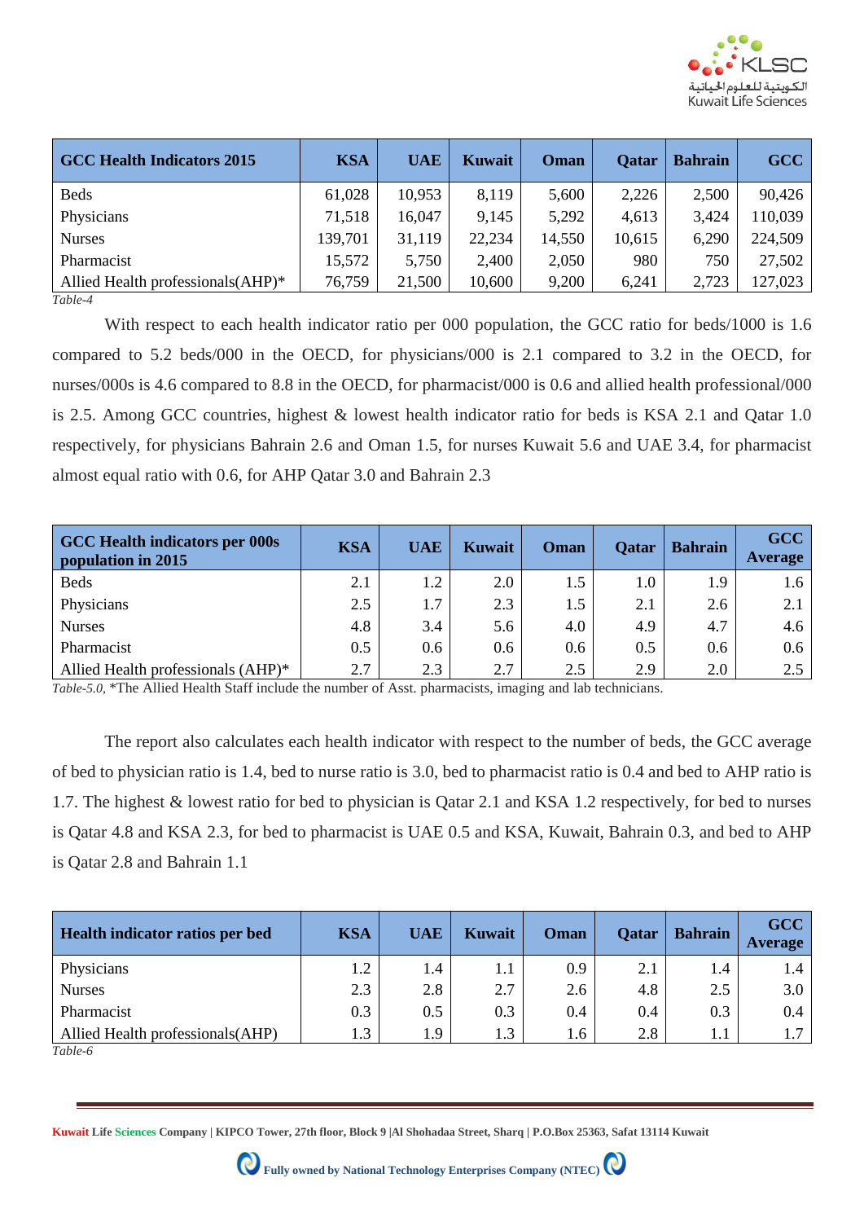| GCC Health Indicators 2015 | KSA | UAE | Kuwait | Oman | Qatar | Bahrain | GCC |
|---|---|---|---|---|---|---|---|
| Beds | 61,028 | 10,953 | 8,119 | 5,600 | 2,226 | 2,500 | 90,426 |
| Physicians | 71,518 | 16,047 | 9,145 | 5,292 | 4,613 | 3,424 | 110,039 |
| Nurses | 139,701 | 31,119 | 22,234 | 14,550 | 10,615 | 6,290 | 224,509 |
| Pharmacist | 15,572 | 5,750 | 2,400 | 2,050 | 980 | 750 | 27,502 |
| Allied Health professionals(AHP)* | 76,759 | 21,500 | 10,600 | 9,200 | 6,241 | 2,723 | 127,023 |

*Table-4*

With respect to each health indicator ratio per 000 population, the GCC ratio for beds/1000 is 1.6 compared to 5.2 beds/000 in the OECD, for physicians/000 is 2.1 compared to 3.2 in the OECD, for nurses/000s is 4.6 compared to 8.8 in the OECD, for pharmacist/000 is 0.6 and allied health professional/000 is 2.5. Among GCC countries, highest & lowest health indicator ratio for beds is KSA 2.1 and Qatar 1.0 respectively, for physicians Bahrain 2.6 and Oman 1.5, for nurses Kuwait 5.6 and UAE 3.4, for pharmacist almost equal ratio with 0.6, for AHP Qatar 3.0 and Bahrain 2.3

| GCC Health indicators per 000s population in 2015 | KSA | UAE | Kuwait | Oman | Qatar | Bahrain | GCC Average |
|---|---|---|---|---|---|---|---|
| Beds | 2.1 | 1.2 | 2.0 | 1.5 | 1.0 | 1.9 | 1.6 |
| Physicians | 2.5 | 1.7 | 2.3 | 1.5 | 2.1 | 2.6 | 2.1 |
| Nurses | 4.8 | 3.4 | 5.6 | 4.0 | 4.9 | 4.7 | 4.6 |
| Pharmacist | 0.5 | 0.6 | 0.6 | 0.6 | 0.5 | 0.6 | 0.6 |
| Allied Health professionals (AHP)* | 2.7 | 2.3 | 2.7 | 2.5 | 2.9 | 2.0 | 2.5 |

*Table-5.0,* *The Allied Health Staff include the number of Asst. pharmacists, imaging and lab technicians.

The report also calculates each health indicator with respect to the number of beds, the GCC average of bed to physician ratio is 1.4, bed to nurse ratio is 3.0, bed to pharmacist ratio is 0.4 and bed to AHP ratio is 1.7. The highest & lowest ratio for bed to physician is Qatar 2.1 and KSA 1.2 respectively, for bed to nurses is Qatar 4.8 and KSA 2.3, for bed to pharmacist is UAE 0.5 and KSA, Kuwait, Bahrain 0.3, and bed to AHP is Qatar 2.8 and Bahrain 1.1

| Health indicator ratios per bed | KSA | UAE | Kuwait | Oman | Qatar | Bahrain | GCC Average |
|---|---|---|---|---|---|---|---|
| Physicians | 1.2 | 1.4 | 1.1 | 0.9 | 2.1 | 1.4 | 1.4 |
| Nurses | 2.3 | 2.8 | 2.7 | 2.6 | 4.8 | 2.5 | 3.0 |
| Pharmacist | 0.3 | 0.5 | 0.3 | 0.4 | 0.4 | 0.3 | 0.4 |
| Allied Health professionals(AHP) | 1.3 | 1.9 | 1.3 | 1.6 | 2.8 | 1.1 | 1.7 |

*Table-6*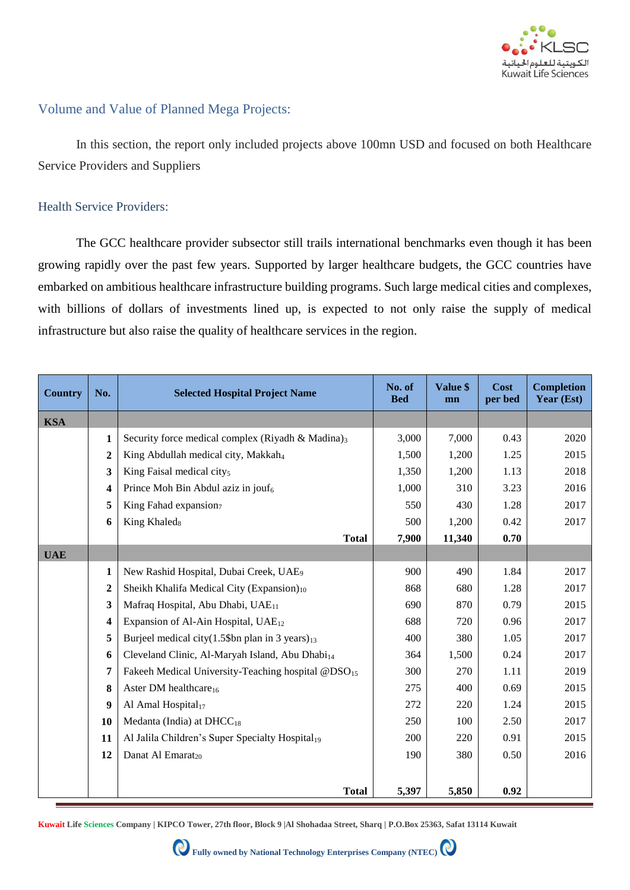## Volume and Value of Planned Mega Projects:

In this section, the report only included projects above 100mn USD and focused on both Healthcare Service Providers and Suppliers

### Health Service Providers:

The GCC healthcare provider subsector still trails international benchmarks even though it has been growing rapidly over the past few years. Supported by larger healthcare budgets, the GCC countries have embarked on ambitious healthcare infrastructure building programs. Such large medical cities and complexes, with billions of dollars of investments lined up, is expected to not only raise the supply of medical infrastructure but also raise the quality of healthcare services in the region.

| Country | No. | Selected Hospital Project Name | No. of Bed | Value $ mn | Cost per bed | Completion Year (Est) |
|---|---|---|---|---|---|---|
| **KSA** | | | | | | |
| | **1** | Security force medical complex (Riyadh & Madina)[3] | 3,000 | 7,000 | 0.43 | 2020 |
| | **2** | King Abdullah medical city, Makkah[4] | 1,500 | 1,200 | 1.25 | 2015 |
| | **3** | King Faisal medical city[5] | 1,350 | 1,200 | 1.13 | 2018 |
| | **4** | Prince Moh Bin Abdul aziz in jouf[6] | 1,000 | 310 | 3.23 | 2016 |
| | **5** | King Fahad expansion[7] | 550 | 430 | 1.28 | 2017 |
| | **6** | King Khaled[8] | 500 | 1,200 | 0.42 | 2017 |
| | | **Total** | **7,900** | **11,340** | **0.70** | |
| **UAE** | | | | | | |
| | **1** | New Rashid Hospital, Dubai Creek, UAE[9] | 900 | 490 | 1.84 | 2017 |
| | **2** | Sheikh Khalifa Medical City (Expansion)[10] | 868 | 680 | 1.28 | 2017 |
| | **3** | Mafraq Hospital, Abu Dhabi, UAE[11] | 690 | 870 | 0.79 | 2015 |
| | **4** | Expansion of Al-Ain Hospital, UAE[12] | 688 | 720 | 0.96 | 2017 |
| | **5** | Burjeel medical city(1.5$bn plan in 3 years)[13] | 400 | 380 | 1.05 | 2017 |
| | **6** | Cleveland Clinic, Al-Maryah Island, Abu Dhabi[14] | 364 | 1,500 | 0.24 | 2017 |
| | **7** | Fakeeh Medical University-Teaching hospital @DSO[15] | 300 | 270 | 1.11 | 2019 |
| | **8** | Aster DM healthcare[16] | 275 | 400 | 0.69 | 2015 |
| | **9** | Al Amal Hospital[17] | 272 | 220 | 1.24 | 2015 |
| | **10** | Medanta (India) at DHCC[18] | 250 | 100 | 2.50 | 2017 |
| | **11** | Al Jalila Children's Super Specialty Hospital[19] | 200 | 220 | 0.91 | 2015 |
| | **12** | Danat Al Emarat[20] | 190 | 380 | 0.50 | 2016 |
| | | **Total** | **5,397** | **5,850** | **0.92** | |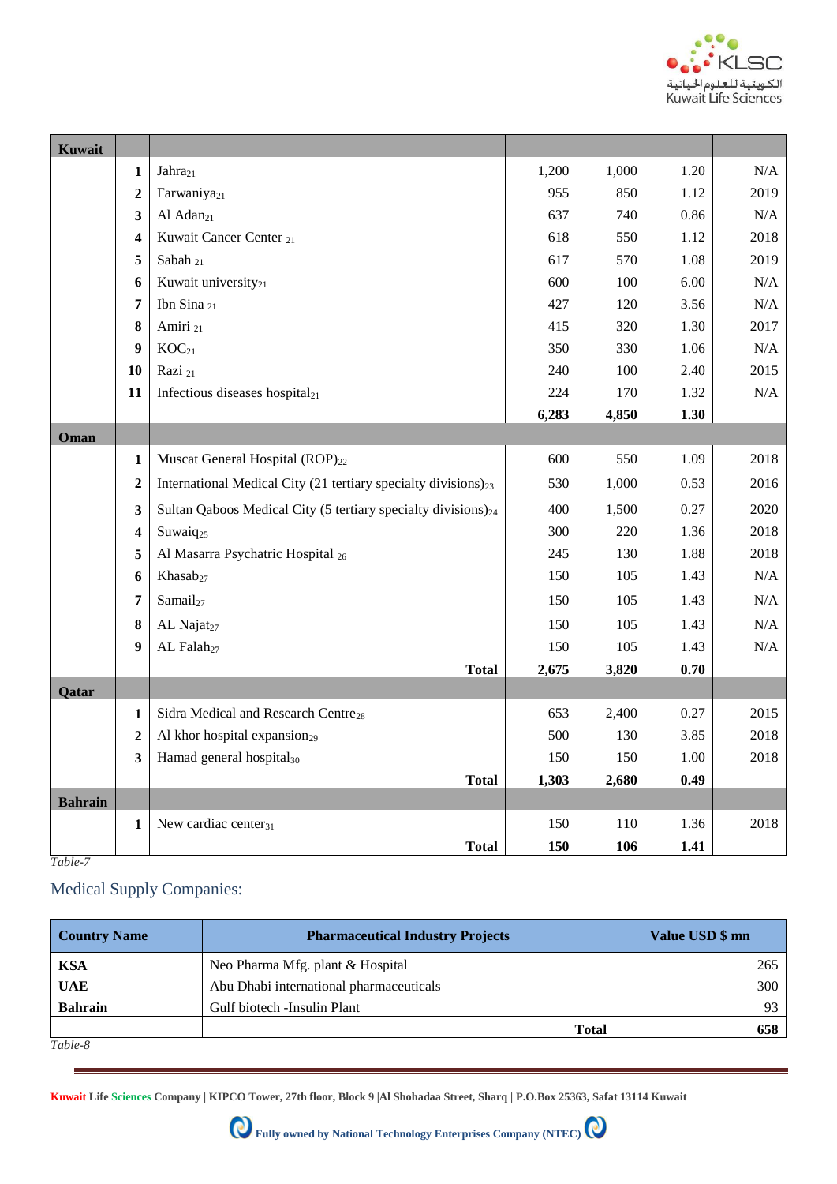| Kuwait | | | | | | |
|---|---|---|---|---|---|---|
| | **1** | Jahra[21] | 1,200 | 1,000 | 1.20 | N/A |
| | **2** | Farwaniya[21] | 955 | 850 | 1.12 | 2019 |
| | **3** | Al Adan[21] | 637 | 740 | 0.86 | N/A |
| | **4** | Kuwait Cancer Center [21] | 618 | 550 | 1.12 | 2018 |
| | **5** | Sabah [21] | 617 | 570 | 1.08 | 2019 |
| | **6** | Kuwait university[21] | 600 | 100 | 6.00 | N/A |
| | **7** | Ibn Sina [21] | 427 | 120 | 3.56 | N/A |
| | **8** | Amiri [21] | 415 | 320 | 1.30 | 2017 |
| | **9** | KOC[21] | 350 | 330 | 1.06 | N/A |
| | **10** | Razi [21] | 240 | 100 | 2.40 | 2015 |
| | **11** | Infectious diseases hospital[21] | 224 | 170 | 1.32 | N/A |
| | | | **6,283** | **4,850** | **1.30** | |
| **Oman** | | | | | | |
| | **1** | Muscat General Hospital (ROP)[22] | 600 | 550 | 1.09 | 2018 |
| | **2** | International Medical City (21 tertiary specialty divisions)[23] | 530 | 1,000 | 0.53 | 2016 |
| | **3** | Sultan Qaboos Medical City (5 tertiary specialty divisions)[24] | 400 | 1,500 | 0.27 | 2020 |
| | **4** | Suwaiq[25] | 300 | 220 | 1.36 | 2018 |
| | **5** | Al Masarra Psychatric Hospital [26] | 245 | 130 | 1.88 | 2018 |
| | **6** | Khasab[27] | 150 | 105 | 1.43 | N/A |
| | **7** | Samail[27] | 150 | 105 | 1.43 | N/A |
| | **8** | AL Najat[27] | 150 | 105 | 1.43 | N/A |
| | **9** | AL Falah[27] | 150 | 105 | 1.43 | N/A |
| | | **Total** | **2,675** | **3,820** | **0.70** | |
| **Qatar** | | | | | | |
| | **1** | Sidra Medical and Research Centre[28] | 653 | 2,400 | 0.27 | 2015 |
| | **2** | Al khor hospital expansion[29] | 500 | 130 | 3.85 | 2018 |
| | **3** | Hamad general hospital[30] | 150 | 150 | 1.00 | 2018 |
| | | **Total** | **1,303** | **2,680** | **0.49** | |
| **Bahrain** | | | | | | |
| | **1** | New cardiac center[31] | 150 | 110 | 1.36 | 2018 |
| | | **Total** | **150** | **106** | **1.41** | |

*Table-7*

## Medical Supply Companies:

| Country Name | Pharmaceutical Industry Projects | Value USD $ mn |
|---|---|---|
| **KSA** | Neo Pharma Mfg. plant & Hospital | 265 |
| **UAE** | Abu Dhabi international pharmaceuticals | 300 |
| **Bahrain** | Gulf biotech -Insulin Plant | 93 |
| | **Total** | **658** |

*Table-8*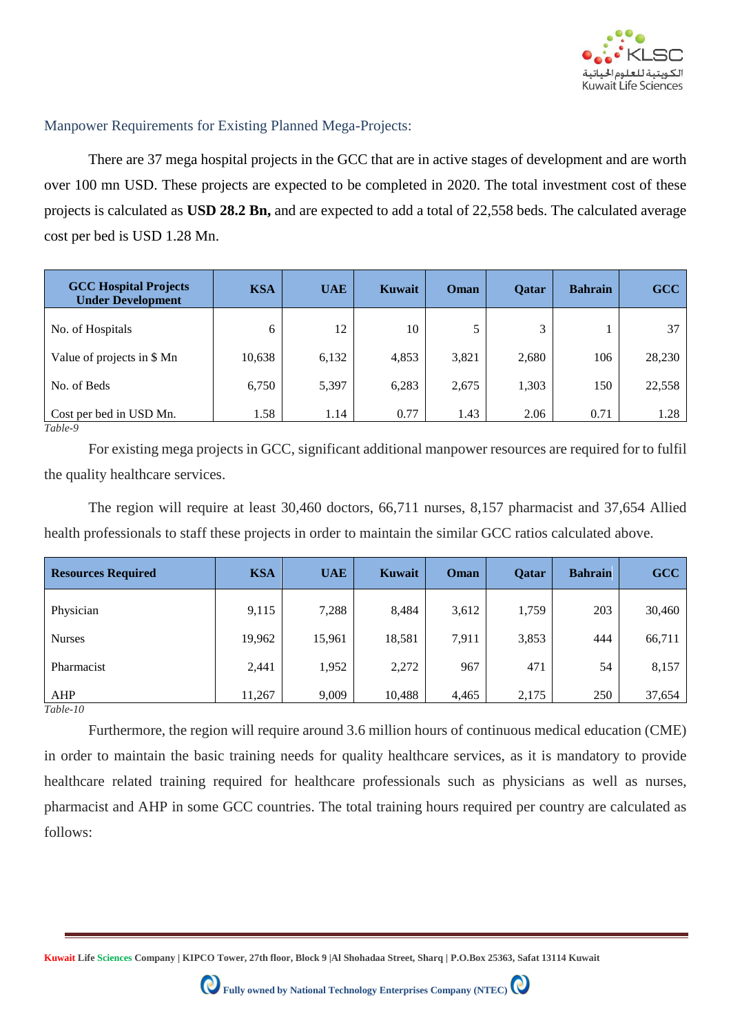## Manpower Requirements for Existing Planned Mega-Projects:

There are 37 mega hospital projects in the GCC that are in active stages of development and are worth over 100 mn USD. These projects are expected to be completed in 2020. The total investment cost of these projects is calculated as **USD 28.2 Bn,** and are expected to add a total of 22,558 beds. The calculated average cost per bed is USD 1.28 Mn.

| GCC Hospital Projects Under Development | KSA | UAE | Kuwait | Oman | Qatar | Bahrain | GCC |
|---|---|---|---|---|---|---|---|
| No. of Hospitals | 6 | 12 | 10 | 5 | 3 | 1 | 37 |
| Value of projects in $ Mn | 10,638 | 6,132 | 4,853 | 3,821 | 2,680 | 106 | 28,230 |
| No. of Beds | 6,750 | 5,397 | 6,283 | 2,675 | 1,303 | 150 | 22,558 |
| Cost per bed in USD Mn. | 1.58 | 1.14 | 0.77 | 1.43 | 2.06 | 0.71 | 1.28 |

*Table-9*

For existing mega projects in GCC, significant additional manpower resources are required for to fulfil the quality healthcare services.

The region will require at least 30,460 doctors, 66,711 nurses, 8,157 pharmacist and 37,654 Allied health professionals to staff these projects in order to maintain the similar GCC ratios calculated above.

| Resources Required | KSA | UAE | Kuwait | Oman | Qatar | Bahrain | GCC |
|---|---|---|---|---|---|---|---|
| Physician | 9,115 | 7,288 | 8,484 | 3,612 | 1,759 | 203 | 30,460 |
| Nurses | 19,962 | 15,961 | 18,581 | 7,911 | 3,853 | 444 | 66,711 |
| Pharmacist | 2,441 | 1,952 | 2,272 | 967 | 471 | 54 | 8,157 |
| AHP | 11,267 | 9,009 | 10,488 | 4,465 | 2,175 | 250 | 37,654 |

*Table-10*

Furthermore, the region will require around 3.6 million hours of continuous medical education (CME) in order to maintain the basic training needs for quality healthcare services, as it is mandatory to provide healthcare related training required for healthcare professionals such as physicians as well as nurses, pharmacist and AHP in some GCC countries. The total training hours required per country are calculated as follows: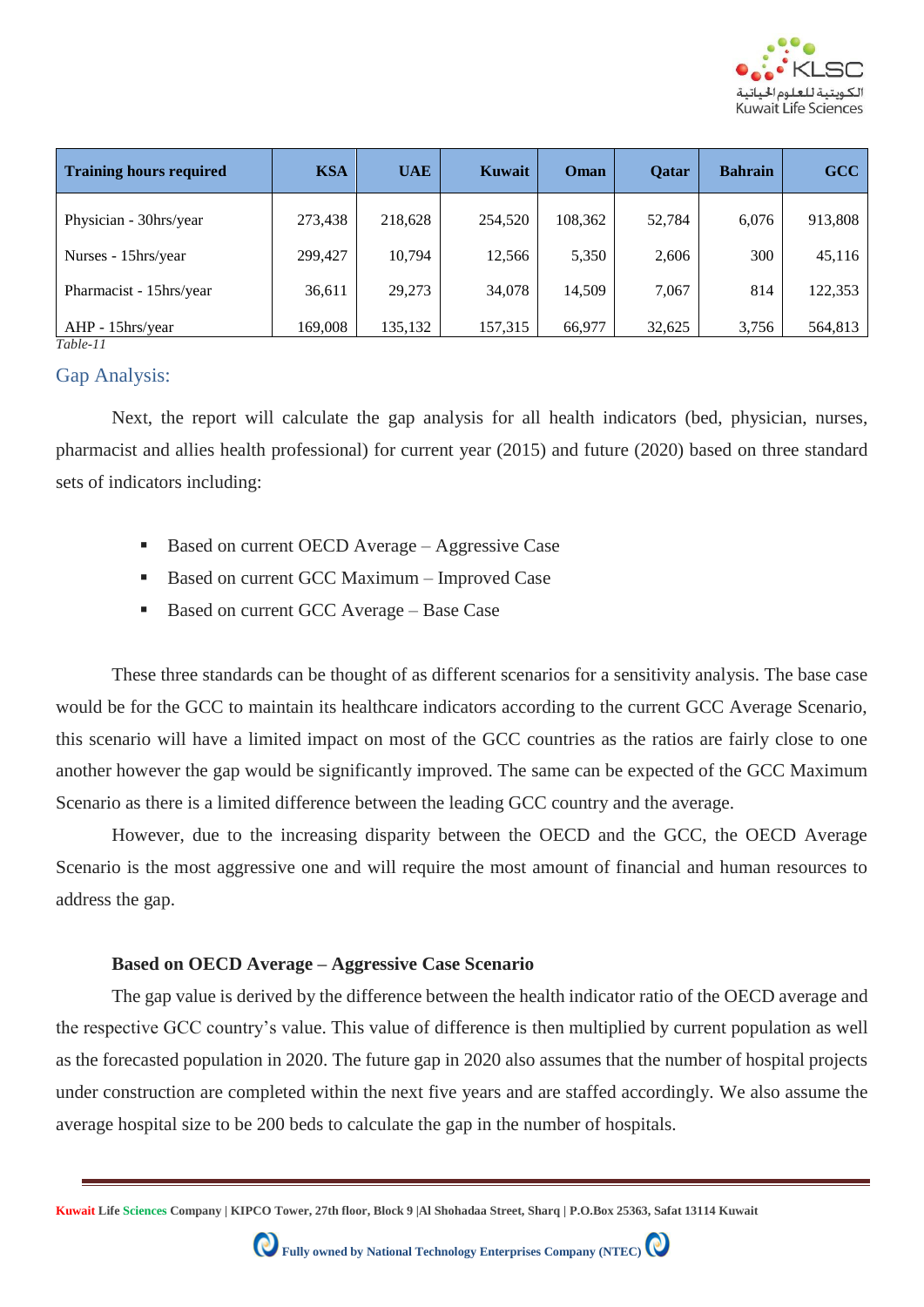| Training hours required | KSA | UAE | Kuwait | Oman | Qatar | Bahrain | GCC |
|---|---|---|---|---|---|---|---|
| Physician - 30hrs/year | 273,438 | 218,628 | 254,520 | 108,362 | 52,784 | 6,076 | 913,808 |
| Nurses - 15hrs/year | 299,427 | 10,794 | 12,566 | 5,350 | 2,606 | 300 | 45,116 |
| Pharmacist - 15hrs/year | 36,611 | 29,273 | 34,078 | 14,509 | 7,067 | 814 | 122,353 |
| AHP - 15hrs/year | 169,008 | 135,132 | 157,315 | 66,977 | 32,625 | 3,756 | 564,813 |

*Table-11*

## Gap Analysis:

Next, the report will calculate the gap analysis for all health indicators (bed, physician, nurses, pharmacist and allies health professional) for current year (2015) and future (2020) based on three standard sets of indicators including:

- Based on current OECD Average – Aggressive Case
- Based on current GCC Maximum – Improved Case
- Based on current GCC Average – Base Case

These three standards can be thought of as different scenarios for a sensitivity analysis. The base case would be for the GCC to maintain its healthcare indicators according to the current GCC Average Scenario, this scenario will have a limited impact on most of the GCC countries as the ratios are fairly close to one another however the gap would be significantly improved. The same can be expected of the GCC Maximum Scenario as there is a limited difference between the leading GCC country and the average.

However, due to the increasing disparity between the OECD and the GCC, the OECD Average Scenario is the most aggressive one and will require the most amount of financial and human resources to address the gap.

**Based on OECD Average – Aggressive Case Scenario**

The gap value is derived by the difference between the health indicator ratio of the OECD average and the respective GCC country's value. This value of difference is then multiplied by current population as well as the forecasted population in 2020. The future gap in 2020 also assumes that the number of hospital projects under construction are completed within the next five years and are staffed accordingly. We also assume the average hospital size to be 200 beds to calculate the gap in the number of hospitals.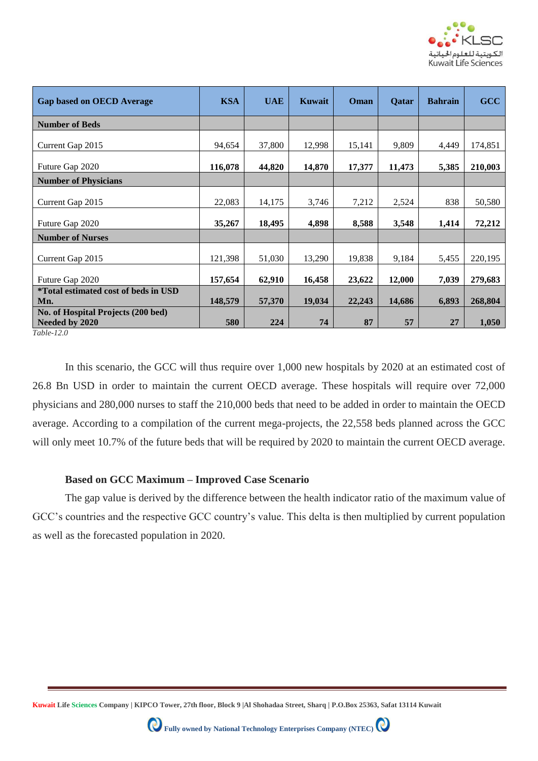| Gap based on OECD Average | KSA | UAE | Kuwait | Oman | Qatar | Bahrain | GCC |
|---|---|---|---|---|---|---|---|
| **Number of Beds** | | | | | | | |
| Current Gap 2015 | 94,654 | 37,800 | 12,998 | 15,141 | 9,809 | 4,449 | 174,851 |
| Future Gap 2020 | **116,078** | **44,820** | **14,870** | **17,377** | **11,473** | **5,385** | **210,003** |
| **Number of Physicians** | | | | | | | |
| Current Gap 2015 | 22,083 | 14,175 | 3,746 | 7,212 | 2,524 | 838 | 50,580 |
| Future Gap 2020 | **35,267** | **18,495** | **4,898** | **8,588** | **3,548** | **1,414** | **72,212** |
| **Number of Nurses** | | | | | | | |
| Current Gap 2015 | 121,398 | 51,030 | 13,290 | 19,838 | 9,184 | 5,455 | 220,195 |
| Future Gap 2020 | **157,654** | **62,910** | **16,458** | **23,622** | **12,000** | **7,039** | **279,683** |
| ***Total estimated cost of beds in USD Mn.** | **148,579** | **57,370** | **19,034** | **22,243** | **14,686** | **6,893** | **268,804** |
| **No. of Hospital Projects (200 bed) Needed by 2020** | **580** | **224** | **74** | **87** | **57** | **27** | **1,050** |

*Table-12.0*

In this scenario, the GCC will thus require over 1,000 new hospitals by 2020 at an estimated cost of 26.8 Bn USD in order to maintain the current OECD average. These hospitals will require over 72,000 physicians and 280,000 nurses to staff the 210,000 beds that need to be added in order to maintain the OECD average. According to a compilation of the current mega-projects, the 22,558 beds planned across the GCC will only meet 10.7% of the future beds that will be required by 2020 to maintain the current OECD average.

**Based on GCC Maximum – Improved Case Scenario**

The gap value is derived by the difference between the health indicator ratio of the maximum value of GCC's countries and the respective GCC country's value. This delta is then multiplied by current population as well as the forecasted population in 2020.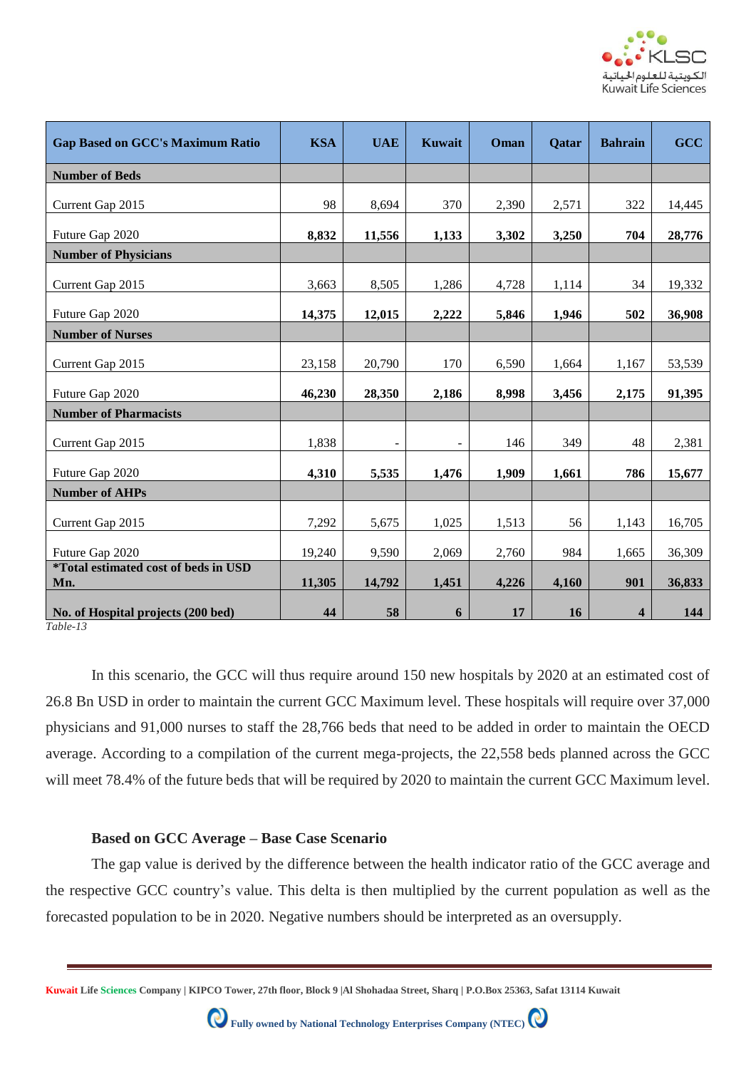| Gap Based on GCC's Maximum Ratio | KSA | UAE | Kuwait | Oman | Qatar | Bahrain | GCC |
|---|---|---|---|---|---|---|---|
| **Number of Beds** | | | | | | | |
| Current Gap 2015 | 98 | 8,694 | 370 | 2,390 | 2,571 | 322 | 14,445 |
| Future Gap 2020 | **8,832** | **11,556** | **1,133** | **3,302** | **3,250** | **704** | **28,776** |
| **Number of Physicians** | | | | | | | |
| Current Gap 2015 | 3,663 | 8,505 | 1,286 | 4,728 | 1,114 | 34 | 19,332 |
| Future Gap 2020 | **14,375** | **12,015** | **2,222** | **5,846** | **1,946** | **502** | **36,908** |
| **Number of Nurses** | | | | | | | |
| Current Gap 2015 | 23,158 | 20,790 | 170 | 6,590 | 1,664 | 1,167 | 53,539 |
| Future Gap 2020 | **46,230** | **28,350** | **2,186** | **8,998** | **3,456** | **2,175** | **91,395** |
| **Number of Pharmacists** | | | | | | | |
| Current Gap 2015 | 1,838 | - | - | 146 | 349 | 48 | 2,381 |
| Future Gap 2020 | **4,310** | **5,535** | **1,476** | **1,909** | **1,661** | **786** | **15,677** |
| **Number of AHPs** | | | | | | | |
| Current Gap 2015 | 7,292 | 5,675 | 1,025 | 1,513 | 56 | 1,143 | 16,705 |
| Future Gap 2020 | 19,240 | 9,590 | 2,069 | 2,760 | 984 | 1,665 | 36,309 |
| **\*Total estimated cost of beds in USD Mn.** | **11,305** | **14,792** | **1,451** | **4,226** | **4,160** | **901** | **36,833** |
| **No. of Hospital projects (200 bed)** | **44** | **58** | **6** | **17** | **16** | **4** | **144** |

*Table-13*

In this scenario, the GCC will thus require around 150 new hospitals by 2020 at an estimated cost of 26.8 Bn USD in order to maintain the current GCC Maximum level. These hospitals will require over 37,000 physicians and 91,000 nurses to staff the 28,766 beds that need to be added in order to maintain the OECD average. According to a compilation of the current mega-projects, the 22,558 beds planned across the GCC will meet 78.4% of the future beds that will be required by 2020 to maintain the current GCC Maximum level.

**Based on GCC Average – Base Case Scenario**

The gap value is derived by the difference between the health indicator ratio of the GCC average and the respective GCC country's value. This delta is then multiplied by the current population as well as the forecasted population to be in 2020. Negative numbers should be interpreted as an oversupply.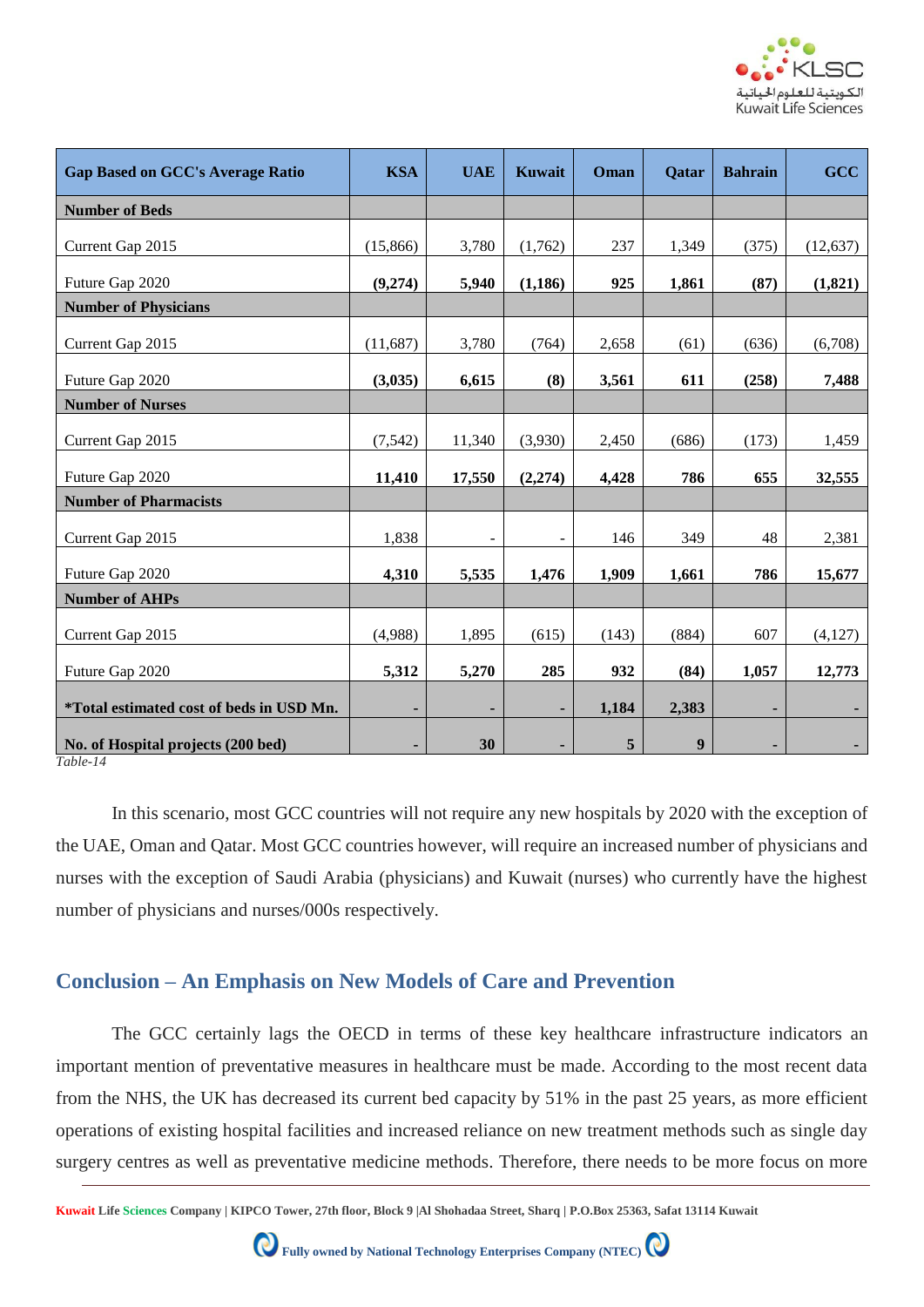| Gap Based on GCC's Average Ratio | KSA | UAE | Kuwait | Oman | Qatar | Bahrain | GCC |
|---|---|---|---|---|---|---|---|
| **Number of Beds** | | | | | | | |
| Current Gap 2015 | (15,866) | 3,780 | (1,762) | 237 | 1,349 | (375) | (12,637) |
| Future Gap 2020 | **(9,274)** | **5,940** | **(1,186)** | **925** | **1,861** | **(87)** | **(1,821)** |
| **Number of Physicians** | | | | | | | |
| Current Gap 2015 | (11,687) | 3,780 | (764) | 2,658 | (61) | (636) | (6,708) |
| Future Gap 2020 | **(3,035)** | **6,615** | **(8)** | **3,561** | **611** | **(258)** | **7,488** |
| **Number of Nurses** | | | | | | | |
| Current Gap 2015 | (7,542) | 11,340 | (3,930) | 2,450 | (686) | (173) | 1,459 |
| Future Gap 2020 | **11,410** | **17,550** | **(2,274)** | **4,428** | **786** | **655** | **32,555** |
| **Number of Pharmacists** | | | | | | | |
| Current Gap 2015 | 1,838 | - | - | 146 | 349 | 48 | 2,381 |
| Future Gap 2020 | **4,310** | **5,535** | **1,476** | **1,909** | **1,661** | **786** | **15,677** |
| **Number of AHPs** | | | | | | | |
| Current Gap 2015 | (4,988) | 1,895 | (615) | (143) | (884) | 607 | (4,127) |
| Future Gap 2020 | **5,312** | **5,270** | **285** | **932** | **(84)** | **1,057** | **12,773** |
| ***Total estimated cost of beds in USD Mn.** | **-** | **-** | **-** | **1,184** | **2,383** | **-** | **-** |
| **No. of Hospital projects (200 bed)** | **-** | **30** | **-** | **5** | **9** | **-** | **-** |

*Table-14*

In this scenario, most GCC countries will not require any new hospitals by 2020 with the exception of the UAE, Oman and Qatar. Most GCC countries however, will require an increased number of physicians and nurses with the exception of Saudi Arabia (physicians) and Kuwait (nurses) who currently have the highest number of physicians and nurses/000s respectively.

## Conclusion – An Emphasis on New Models of Care and Prevention

The GCC certainly lags the OECD in terms of these key healthcare infrastructure indicators an important mention of preventative measures in healthcare must be made. According to the most recent data from the NHS, the UK has decreased its current bed capacity by 51% in the past 25 years, as more efficient operations of existing hospital facilities and increased reliance on new treatment methods such as single day surgery centres as well as preventative medicine methods. Therefore, there needs to be more focus on more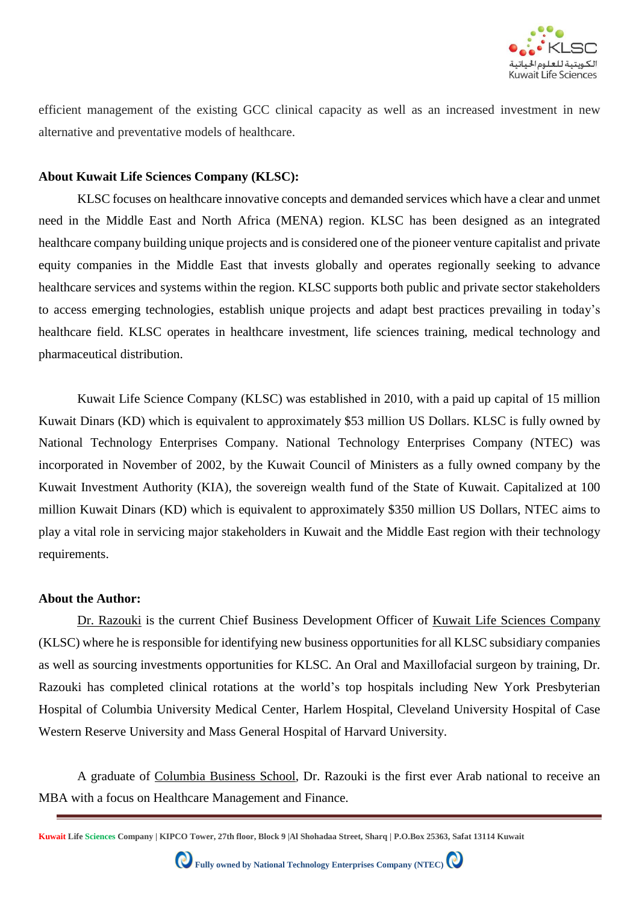efficient management of the existing GCC clinical capacity as well as an increased investment in new alternative and preventative models of healthcare.

**About Kuwait Life Sciences Company (KLSC):**

KLSC focuses on healthcare innovative concepts and demanded services which have a clear and unmet need in the Middle East and North Africa (MENA) region. KLSC has been designed as an integrated healthcare company building unique projects and is considered one of the pioneer venture capitalist and private equity companies in the Middle East that invests globally and operates regionally seeking to advance healthcare services and systems within the region. KLSC supports both public and private sector stakeholders to access emerging technologies, establish unique projects and adapt best practices prevailing in today's healthcare field. KLSC operates in healthcare investment, life sciences training, medical technology and pharmaceutical distribution.

Kuwait Life Science Company (KLSC) was established in 2010, with a paid up capital of 15 million Kuwait Dinars (KD) which is equivalent to approximately $53 million US Dollars. KLSC is fully owned by National Technology Enterprises Company. National Technology Enterprises Company (NTEC) was incorporated in November of 2002, by the Kuwait Council of Ministers as a fully owned company by the Kuwait Investment Authority (KIA), the sovereign wealth fund of the State of Kuwait. Capitalized at 100 million Kuwait Dinars (KD) which is equivalent to approximately $350 million US Dollars, NTEC aims to play a vital role in servicing major stakeholders in Kuwait and the Middle East region with their technology requirements.

**About the Author:**

Dr. Razouki is the current Chief Business Development Officer of Kuwait Life Sciences Company (KLSC) where he is responsible for identifying new business opportunities for all KLSC subsidiary companies as well as sourcing investments opportunities for KLSC. An Oral and Maxillofacial surgeon by training, Dr. Razouki has completed clinical rotations at the world's top hospitals including New York Presbyterian Hospital of Columbia University Medical Center, Harlem Hospital, Cleveland University Hospital of Case Western Reserve University and Mass General Hospital of Harvard University.

A graduate of Columbia Business School, Dr. Razouki is the first ever Arab national to receive an MBA with a focus on Healthcare Management and Finance.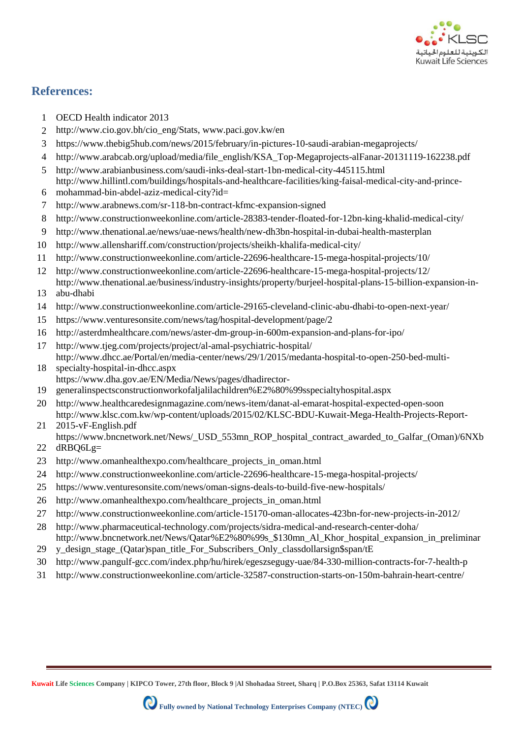## References:

1. OECD Health indicator 2013
2. http://www.cio.gov.bh/cio_eng/Stats, www.paci.gov.kw/en
3. https://www.thebig5hub.com/news/2015/february/in-pictures-10-saudi-arabian-megaprojects/
4. http://www.arabcab.org/upload/media/file_english/KSA_Top-Megaprojects-alFanar-20131119-162238.pdf
5. http://www.arabianbusiness.com/saudi-inks-deal-start-1bn-medical-city-445115.html
6. http://www.hillintl.com/buildings/hospitals-and-healthcare-facilities/king-faisal-medical-city-and-prince-mohammad-bin-abdel-aziz-medical-city?id=
7. http://www.arabnews.com/sr-118-bn-contract-kfmc-expansion-signed
8. http://www.constructionweekonline.com/article-28383-tender-floated-for-12bn-king-khalid-medical-city/
9. http://www.thenational.ae/news/uae-news/health/new-dh3bn-hospital-in-dubai-health-masterplan
10. http://www.allenshariff.com/construction/projects/sheikh-khalifa-medical-city/
11. http://www.constructionweekonline.com/article-22696-healthcare-15-mega-hospital-projects/10/
12. http://www.constructionweekonline.com/article-22696-healthcare-15-mega-hospital-projects/12/
13. http://www.thenational.ae/business/industry-insights/property/burjeel-hospital-plans-15-billion-expansion-in-abu-dhabi
14. http://www.constructionweekonline.com/article-29165-cleveland-clinic-abu-dhabi-to-open-next-year/
15. https://www.venturesonsite.com/news/tag/hospital-development/page/2
16. http://asterdmhealthcare.com/news/aster-dm-group-in-600m-expansion-and-plans-for-ipo/
17. http://www.tjeg.com/projects/project/al-amal-psychiatric-hospital/
18. http://www.dhcc.ae/Portal/en/media-center/news/29/1/2015/medanta-hospital-to-open-250-bed-multi-specialty-hospital-in-dhcc.aspx
19. https://www.dha.gov.ae/EN/Media/News/pages/dhadirector-generalinspectsconstructionworkofaljalilachildren%E2%80%99sspecialtyhospital.aspx
20. http://www.healthcaredesignmagazine.com/news-item/danat-al-emarat-hospital-expected-open-soon
21. http://www.klsc.com.kw/wp-content/uploads/2015/02/KLSC-BDU-Kuwait-Mega-Health-Projects-Report-2015-vF-English.pdf
22. https://www.bncnetwork.net/News/_USD_553mn_ROP_hospital_contract_awarded_to_Galfar_(Oman)/6NXbdRBQ6Lg=
23. http://www.omanhealthexpo.com/healthcare_projects_in_oman.html
24. http://www.constructionweekonline.com/article-22696-healthcare-15-mega-hospital-projects/
25. https://www.venturesonsite.com/news/oman-signs-deals-to-build-five-new-hospitals/
26. http://www.omanhealthexpo.com/healthcare_projects_in_oman.html
27. http://www.constructionweekonline.com/article-15170-oman-allocates-423bn-for-new-projects-in-2012/
28. http://www.pharmaceutical-technology.com/projects/sidra-medical-and-research-center-doha/
29. http://www.bncnetwork.net/News/Qatar%E2%80%99s_$130mn_Al_Khor_hospital_expansion_in_preliminary_design_stage_(Qatar)span_title_For_Subscribers_Only_classdollarsign$span/tE
30. http://www.pangulf-gcc.com/index.php/hu/hirek/egeszsegugy-uae/84-330-million-contracts-for-7-health-p
31. http://www.constructionweekonline.com/article-32587-construction-starts-on-150m-bahrain-heart-centre/